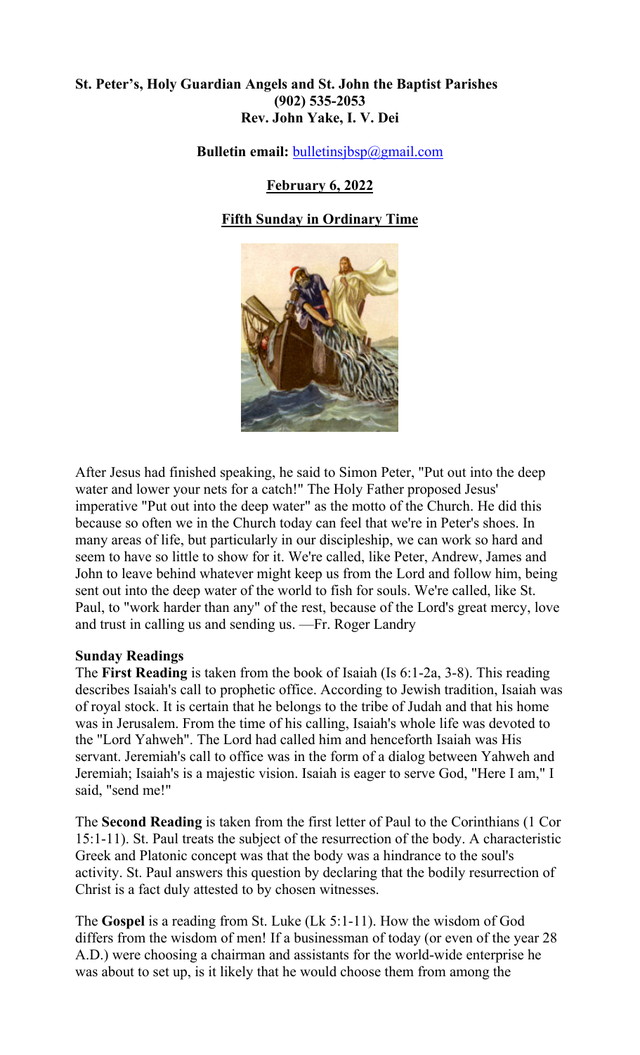**St. Peter's, Holy Guardian Angels and St. John the Baptist Parishes**
**(902) 535-2053**
**Rev. John Yake, I. V. Dei**

**Bulletin email:** bulletinsjbsp@gmail.com

**February 6, 2022**

**Fifth Sunday in Ordinary Time**

After Jesus had finished speaking, he said to Simon Peter, "Put out into the deep water and lower your nets for a catch!" The Holy Father proposed Jesus' imperative "Put out into the deep water" as the motto of the Church. He did this because so often we in the Church today can feel that we're in Peter's shoes. In many areas of life, but particularly in our discipleship, we can work so hard and seem to have so little to show for it. We're called, like Peter, Andrew, James and John to leave behind whatever might keep us from the Lord and follow him, being sent out into the deep water of the world to fish for souls. We're called, like St. Paul, to "work harder than any" of the rest, because of the Lord's great mercy, love and trust in calling us and sending us. —Fr. Roger Landry

**Sunday Readings**

The **First Reading** is taken from the book of Isaiah (Is 6:1-2a, 3-8). This reading describes Isaiah's call to prophetic office. According to Jewish tradition, Isaiah was of royal stock. It is certain that he belongs to the tribe of Judah and that his home was in Jerusalem. From the time of his calling, Isaiah's whole life was devoted to the "Lord Yahweh". The Lord had called him and henceforth Isaiah was His servant. Jeremiah's call to office was in the form of a dialog between Yahweh and Jeremiah; Isaiah's is a majestic vision. Isaiah is eager to serve God, "Here I am," I said, "send me!"

The **Second Reading** is taken from the first letter of Paul to the Corinthians (1 Cor 15:1-11). St. Paul treats the subject of the resurrection of the body. A characteristic Greek and Platonic concept was that the body was a hindrance to the soul's activity. St. Paul answers this question by declaring that the bodily resurrection of Christ is a fact duly attested to by chosen witnesses.

The **Gospel** is a reading from St. Luke (Lk 5:1-11). How the wisdom of God differs from the wisdom of men! If a businessman of today (or even of the year 28 A.D.) were choosing a chairman and assistants for the world-wide enterprise he was about to set up, is it likely that he would choose them from among the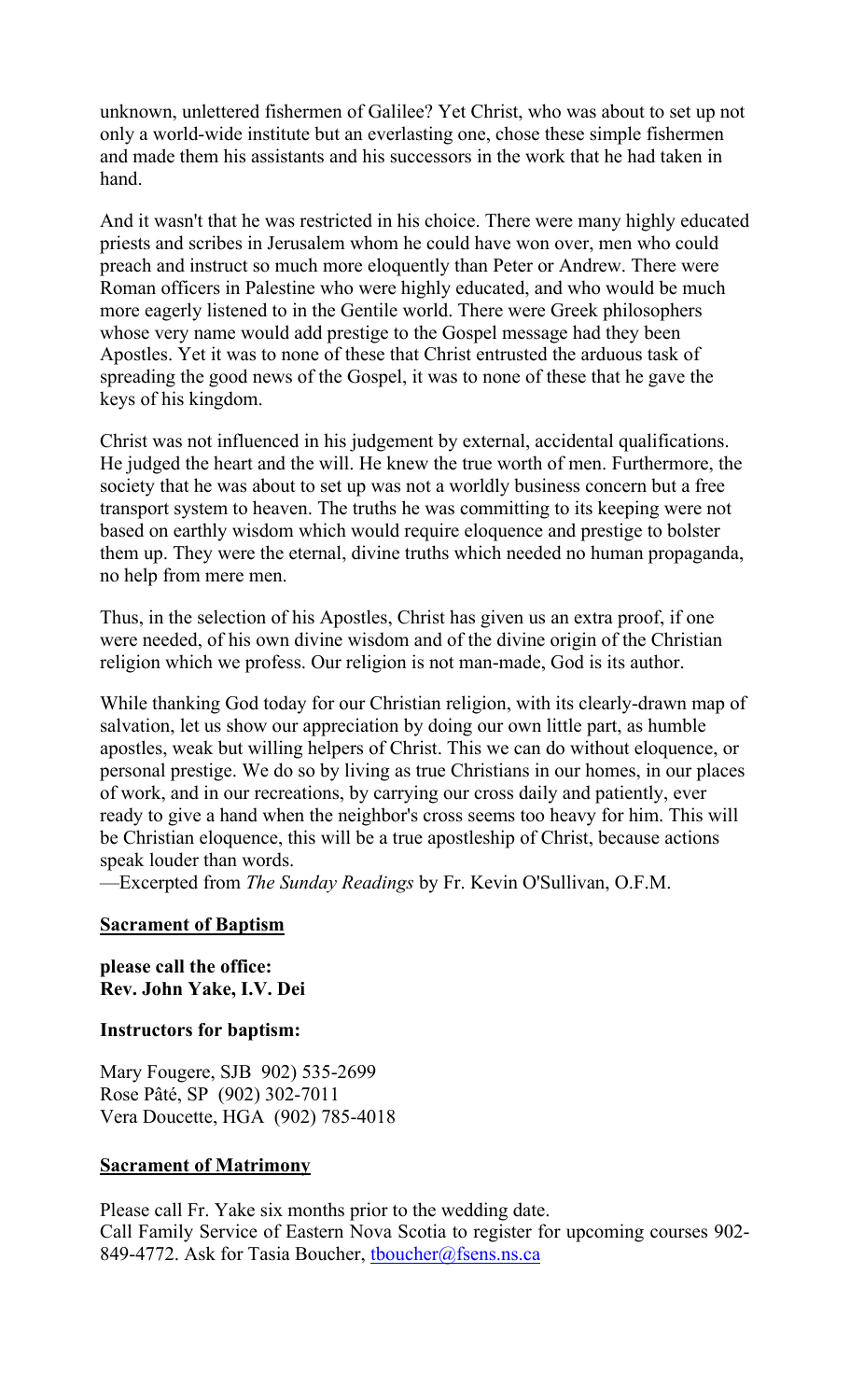unknown, unlettered fishermen of Galilee? Yet Christ, who was about to set up not only a world-wide institute but an everlasting one, chose these simple fishermen and made them his assistants and his successors in the work that he had taken in hand.

And it wasn't that he was restricted in his choice. There were many highly educated priests and scribes in Jerusalem whom he could have won over, men who could preach and instruct so much more eloquently than Peter or Andrew. There were Roman officers in Palestine who were highly educated, and who would be much more eagerly listened to in the Gentile world. There were Greek philosophers whose very name would add prestige to the Gospel message had they been Apostles. Yet it was to none of these that Christ entrusted the arduous task of spreading the good news of the Gospel, it was to none of these that he gave the keys of his kingdom.

Christ was not influenced in his judgement by external, accidental qualifications. He judged the heart and the will. He knew the true worth of men. Furthermore, the society that he was about to set up was not a worldly business concern but a free transport system to heaven. The truths he was committing to its keeping were not based on earthly wisdom which would require eloquence and prestige to bolster them up. They were the eternal, divine truths which needed no human propaganda, no help from mere men.

Thus, in the selection of his Apostles, Christ has given us an extra proof, if one were needed, of his own divine wisdom and of the divine origin of the Christian religion which we profess. Our religion is not man-made, God is its author.

While thanking God today for our Christian religion, with its clearly-drawn map of salvation, let us show our appreciation by doing our own little part, as humble apostles, weak but willing helpers of Christ. This we can do without eloquence, or personal prestige. We do so by living as true Christians in our homes, in our places of work, and in our recreations, by carrying our cross daily and patiently, ever ready to give a hand when the neighbor's cross seems too heavy for him. This will be Christian eloquence, this will be a true apostleship of Christ, because actions speak louder than words.

—Excerpted from *The Sunday Readings* by Fr. Kevin O'Sullivan, O.F.M.

**Sacrament of Baptism**

**please call the office:**
**Rev. John Yake, I.V. Dei**

**Instructors for baptism:**

Mary Fougere, SJB 902) 535-2699
Rose Pâté, SP (902) 302-7011
Vera Doucette, HGA (902) 785-4018

**Sacrament of Matrimony**

Please call Fr. Yake six months prior to the wedding date.
Call Family Service of Eastern Nova Scotia to register for upcoming courses 902-849-4772. Ask for Tasia Boucher, tboucher@fsens.ns.ca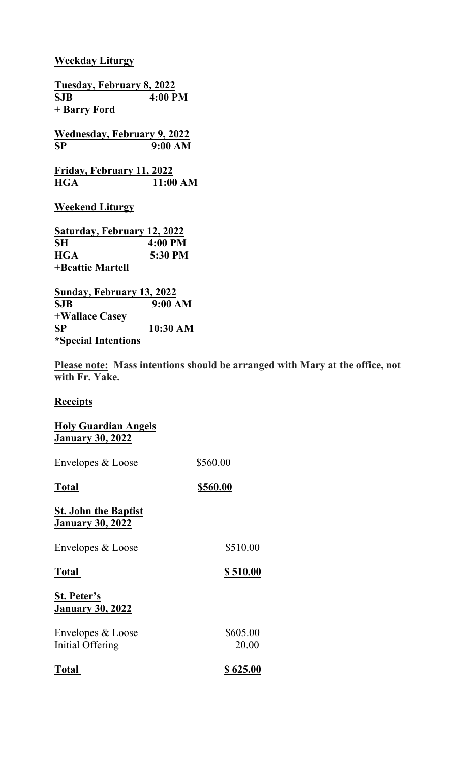**Weekday Liturgy**

**Tuesday, February 8, 2022**
**SJB 4:00 PM**
**+ Barry Ford**

**Wednesday, February 9, 2022**
**SP 9:00 AM**

**Friday, February 11, 2022**
**HGA 11:00 AM**

**Weekend Liturgy**

**Saturday, February 12, 2022**
**SH 4:00 PM**
**HGA 5:30 PM**
**+Beattie Martell**

**Sunday, February 13, 2022**
**SJB 9:00 AM**
**+Wallace Casey**
**SP 10:30 AM**
***Special Intentions**

**Please note:** **Mass intentions should be arranged with Mary at the office, not with Fr. Yake.**

**Receipts**

**Holy Guardian Angels**
**January 30, 2022**

| | |
|---|---|
| Envelopes & Loose | \$560.00 |
| **Total** | **\$560.00** |

**St. John the Baptist**
**January 30, 2022**

| | |
|---|---|
| Envelopes & Loose | \$510.00 |
| **Total** | **\$ 510.00** |

**St. Peter's**
**January 30, 2022**

| | |
|---|---|
| Envelopes & Loose | \$605.00 |
| Initial Offering | 20.00 |
| **Total** | **\$ 625.00** |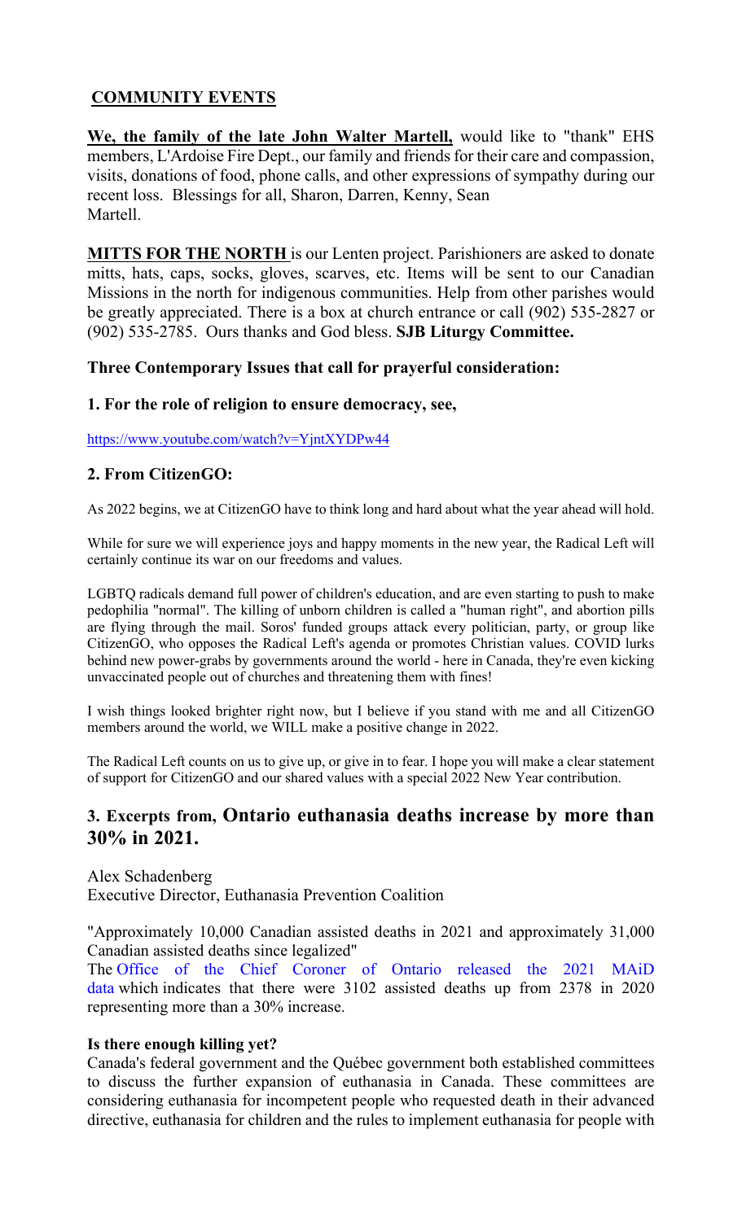## COMMUNITY EVENTS

**We, the family of the late John Walter Martell,** would like to "thank" EHS members, L'Ardoise Fire Dept., our family and friends for their care and compassion, visits, donations of food, phone calls, and other expressions of sympathy during our recent loss. Blessings for all, Sharon, Darren, Kenny, Sean Martell.

**MITTS FOR THE NORTH** is our Lenten project. Parishioners are asked to donate mitts, hats, caps, socks, gloves, scarves, etc. Items will be sent to our Canadian Missions in the north for indigenous communities. Help from other parishes would be greatly appreciated. There is a box at church entrance or call (902) 535-2827 or (902) 535-2785. Ours thanks and God bless. **SJB Liturgy Committee.**

### Three Contemporary Issues that call for prayerful consideration:

#### 1. For the role of religion to ensure democracy, see,

https://www.youtube.com/watch?v=YjntXYDPw44

#### 2. From CitizenGO:

As 2022 begins, we at CitizenGO have to think long and hard about what the year ahead will hold.

While for sure we will experience joys and happy moments in the new year, the Radical Left will certainly continue its war on our freedoms and values.

LGBTQ radicals demand full power of children's education, and are even starting to push to make pedophilia "normal". The killing of unborn children is called a "human right", and abortion pills are flying through the mail. Soros' funded groups attack every politician, party, or group like CitizenGO, who opposes the Radical Left's agenda or promotes Christian values. COVID lurks behind new power-grabs by governments around the world - here in Canada, they're even kicking unvaccinated people out of churches and threatening them with fines!

I wish things looked brighter right now, but I believe if you stand with me and all CitizenGO members around the world, we WILL make a positive change in 2022.

The Radical Left counts on us to give up, or give in to fear. I hope you will make a clear statement of support for CitizenGO and our shared values with a special 2022 New Year contribution.

### 3. Excerpts from, Ontario euthanasia deaths increase by more than 30% in 2021.

Alex Schadenberg
Executive Director, Euthanasia Prevention Coalition

"Approximately 10,000 Canadian assisted deaths in 2021 and approximately 31,000 Canadian assisted deaths since legalized"
The Office of the Chief Coroner of Ontario released the 2021 MAiD data which indicates that there were 3102 assisted deaths up from 2378 in 2020 representing more than a 30% increase.

**Is there enough killing yet?**
Canada's federal government and the Québec government both established committees to discuss the further expansion of euthanasia in Canada. These committees are considering euthanasia for incompetent people who requested death in their advanced directive, euthanasia for children and the rules to implement euthanasia for people with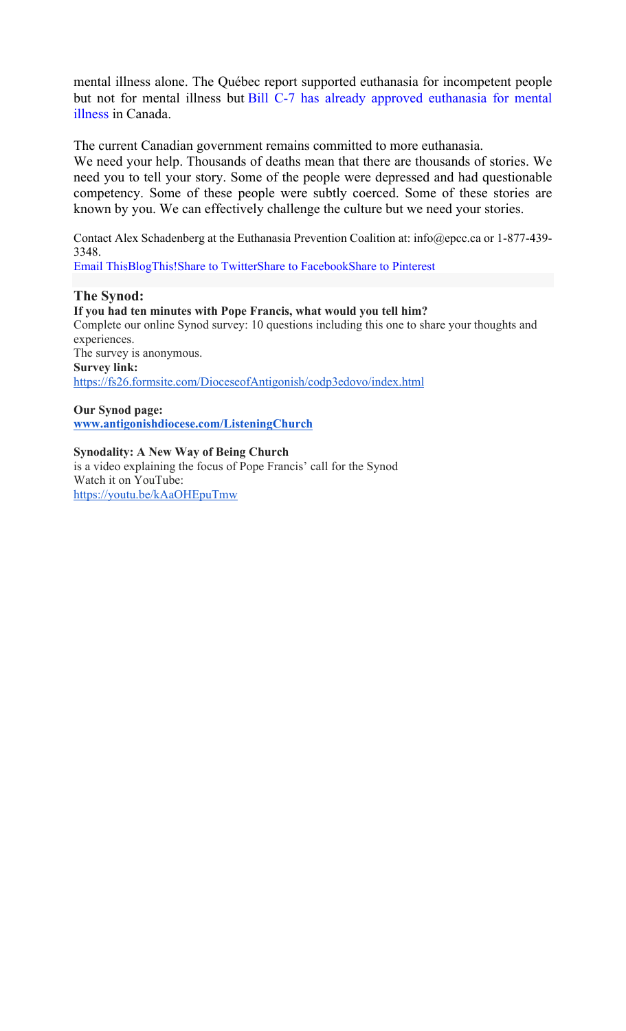mental illness alone. The Québec report supported euthanasia for incompetent people but not for mental illness but Bill C-7 has already approved euthanasia for mental illness in Canada.

The current Canadian government remains committed to more euthanasia.
We need your help. Thousands of deaths mean that there are thousands of stories. We need you to tell your story. Some of the people were depressed and had questionable competency. Some of these people were subtly coerced. Some of these stories are known by you. We can effectively challenge the culture but we need your stories.

Contact Alex Schadenberg at the Euthanasia Prevention Coalition at: info@epcc.ca or 1-877-439-3348.

Email ThisBlogThis!Share to TwitterShare to FacebookShare to Pinterest

### The Synod:

**If you had ten minutes with Pope Francis, what would you tell him?**
Complete our online Synod survey: 10 questions including this one to share your thoughts and experiences.
The survey is anonymous.
**Survey link:**
https://fs26.formsite.com/DioceseofAntigonish/codp3edovo/index.html

**Our Synod page:**
**www.antigonishdiocese.com/ListeningChurch**

**Synodality: A New Way of Being Church**
is a video explaining the focus of Pope Francis' call for the Synod
Watch it on YouTube:
https://youtu.be/kAaOHEpuTmw